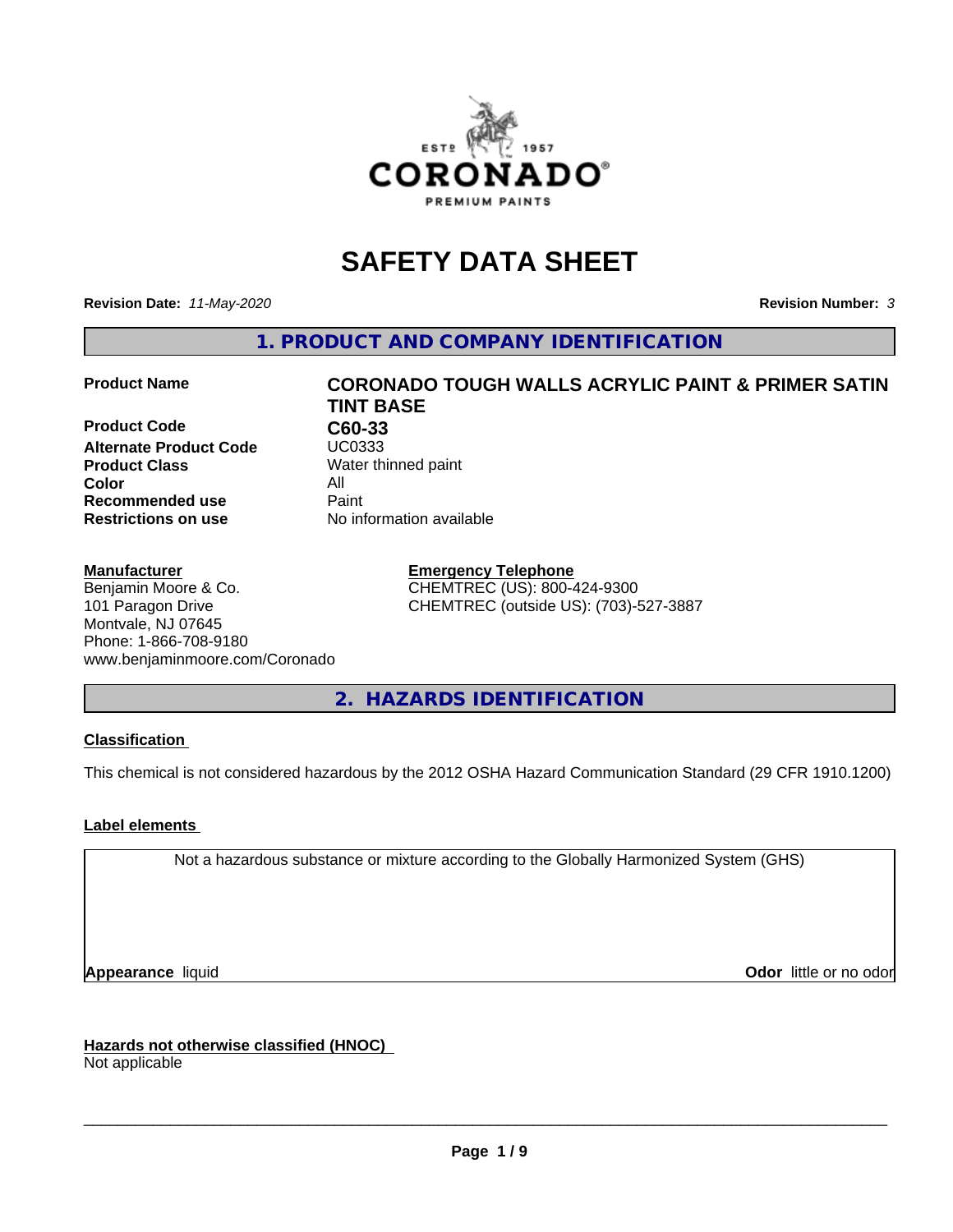# SAFETY DATA SHEET

**Revision Date:** *11-May-2020*

**Revision Number:** *3*

## 1. PRODUCT AND COMPANY IDENTIFICATION

| | |
|---|---|
| **Product Name** | **CORONADO TOUGH WALLS ACRYLIC PAINT & PRIMER SATIN TINT BASE** |
| **Product Code** | **C60-33** |
| **Alternate Product Code** | UC0333 |
| **Product Class** | Water thinned paint |
| **Color** | All |
| **Recommended use** | Paint |
| **Restrictions on use** | No information available |

**Manufacturer**
Benjamin Moore & Co.
101 Paragon Drive
Montvale, NJ 07645
Phone: 1-866-708-9180
www.benjaminmoore.com/Coronado

**Emergency Telephone**
CHEMTREC (US): 800-424-9300
CHEMTREC (outside US): (703)-527-3887

## 2. HAZARDS IDENTIFICATION

**Classification**

This chemical is not considered hazardous by the 2012 OSHA Hazard Communication Standard (29 CFR 1910.1200)

**Label elements**

Not a hazardous substance or mixture according to the Globally Harmonized System (GHS)

**Appearance** liquid

**Odor** little or no odor

**Hazards not otherwise classified (HNOC)**
Not applicable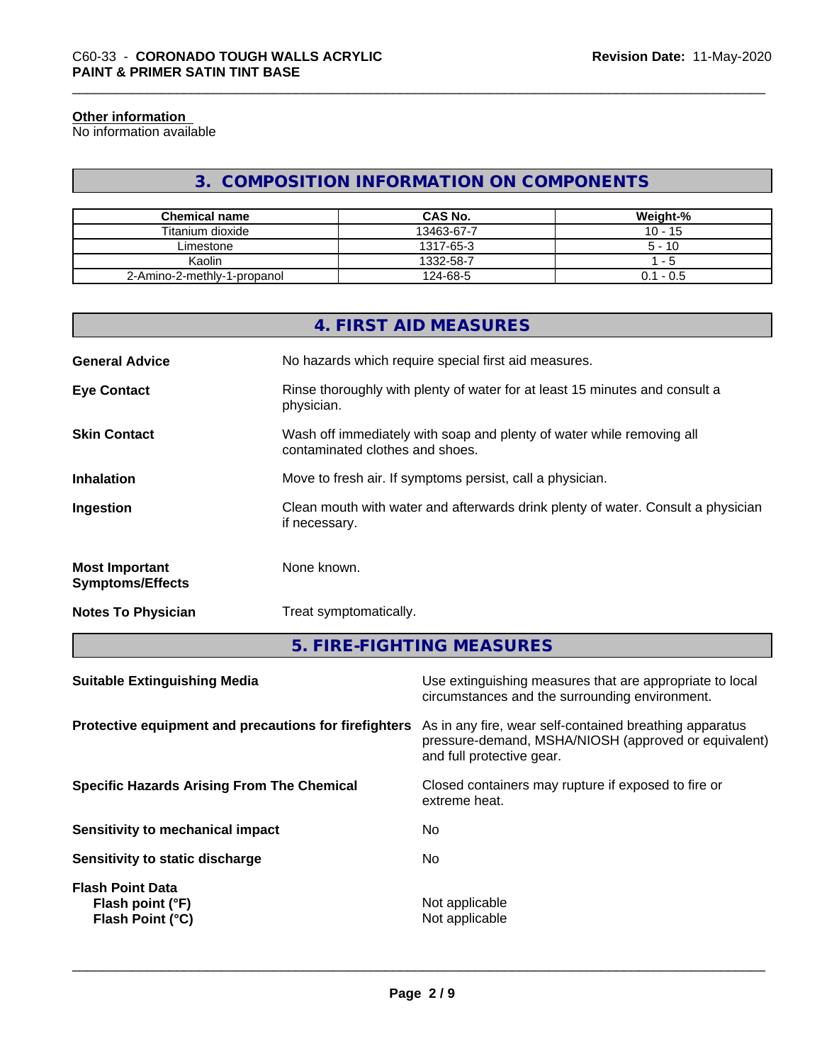#### Other information

No information available

## 3. COMPOSITION INFORMATION ON COMPONENTS

| Chemical name | CAS No. | Weight-% |
|---|---|---|
| Titanium dioxide | 13463-67-7 | 10 - 15 |
| Limestone | 1317-65-3 | 5 - 10 |
| Kaolin | 1332-58-7 | 1 - 5 |
| 2-Amino-2-methly-1-propanol | 124-68-5 | 0.1 - 0.5 |

## 4. FIRST AID MEASURES

**General Advice** No hazards which require special first aid measures.

**Eye Contact** Rinse thoroughly with plenty of water for at least 15 minutes and consult a physician.

**Skin Contact** Wash off immediately with soap and plenty of water while removing all contaminated clothes and shoes.

**Inhalation** Move to fresh air. If symptoms persist, call a physician.

**Ingestion** Clean mouth with water and afterwards drink plenty of water. Consult a physician if necessary.

**Most Important Symptoms/Effects** None known.

**Notes To Physician** Treat symptomatically.

## 5. FIRE-FIGHTING MEASURES

**Suitable Extinguishing Media** Use extinguishing measures that are appropriate to local circumstances and the surrounding environment.

**Protective equipment and precautions for firefighters** As in any fire, wear self-contained breathing apparatus pressure-demand, MSHA/NIOSH (approved or equivalent) and full protective gear.

**Specific Hazards Arising From The Chemical** Closed containers may rupture if exposed to fire or extreme heat.

**Sensitivity to mechanical impact** No

**Sensitivity to static discharge** No

**Flash Point Data**
**Flash point (°F)** Not applicable
**Flash Point (°C)** Not applicable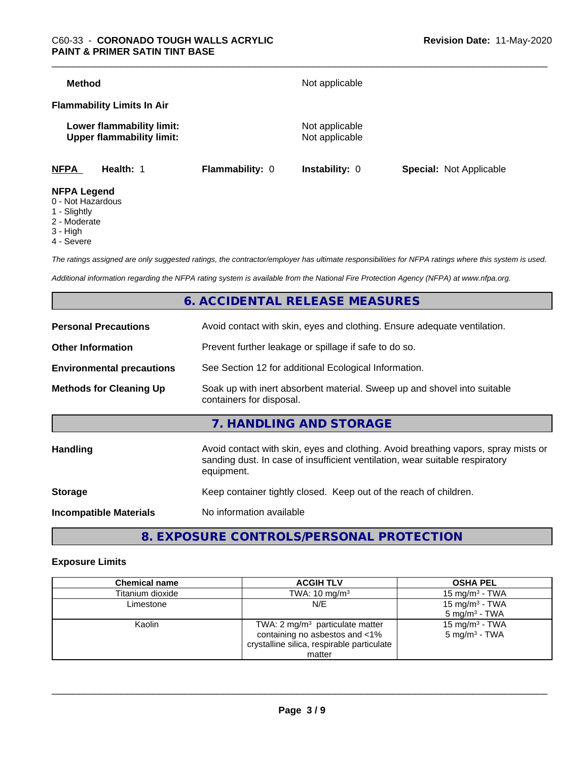**Method** Not applicable

**Flammability Limits In Air**

**Lower flammability limit:** Not applicable
**Upper flammability limit:** Not applicable

| **NFPA** | **Health:** 1 | **Flammability:** 0 | **Instability:** 0 | **Special:** Not Applicable |
|---|---|---|---|---|

**NFPA Legend**
- 0 - Not Hazardous
- 1 - Slightly
- 2 - Moderate
- 3 - High
- 4 - Severe

*The ratings assigned are only suggested ratings, the contractor/employer has ultimate responsibilities for NFPA ratings where this system is used.*

*Additional information regarding the NFPA rating system is available from the National Fire Protection Agency (NFPA) at www.nfpa.org.*

## 6. ACCIDENTAL RELEASE MEASURES

**Personal Precautions** Avoid contact with skin, eyes and clothing. Ensure adequate ventilation.

**Other Information** Prevent further leakage or spillage if safe to do so.

**Environmental precautions** See Section 12 for additional Ecological Information.

**Methods for Cleaning Up** Soak up with inert absorbent material. Sweep up and shovel into suitable containers for disposal.

## 7. HANDLING AND STORAGE

**Handling** Avoid contact with skin, eyes and clothing. Avoid breathing vapors, spray mists or sanding dust. In case of insufficient ventilation, wear suitable respiratory equipment.

**Storage** Keep container tightly closed. Keep out of the reach of children.

**Incompatible Materials** No information available

## 8. EXPOSURE CONTROLS/PERSONAL PROTECTION

**Exposure Limits**

| Chemical name | ACGIH TLV | OSHA PEL |
|---|---|---|
| Titanium dioxide | TWA: 10 mg/m³ | 15 mg/m³ - TWA |
| Limestone | N/E | 15 mg/m³ - TWA<br>5 mg/m³ - TWA |
| Kaolin | TWA: 2 mg/m³ particulate matter containing no asbestos and <1% crystalline silica, respirable particulate matter | 15 mg/m³ - TWA<br>5 mg/m³ - TWA |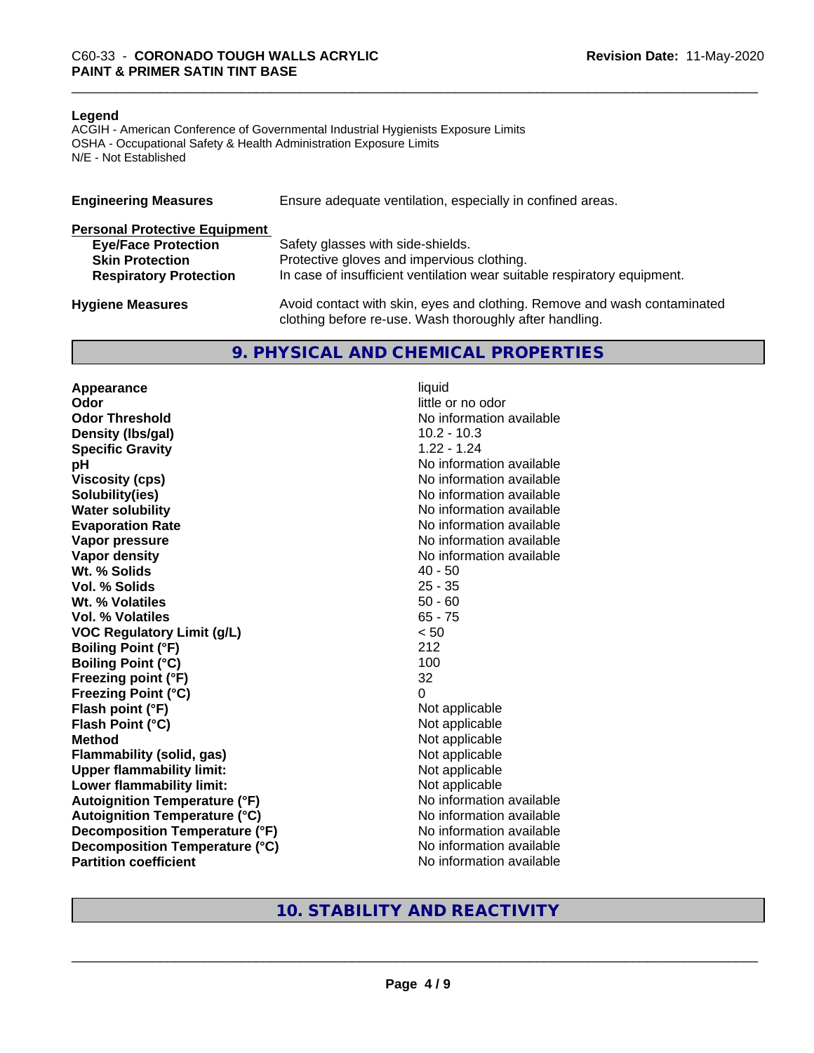**Legend**

ACGIH - American Conference of Governmental Industrial Hygienists Exposure Limits
OSHA - Occupational Safety & Health Administration Exposure Limits
N/E - Not Established

| | |
|---|---|
| **Engineering Measures** | Ensure adequate ventilation, especially in confined areas. |
| **Personal Protective Equipment** | |
| **Eye/Face Protection** | Safety glasses with side-shields. |
| **Skin Protection** | Protective gloves and impervious clothing. |
| **Respiratory Protection** | In case of insufficient ventilation wear suitable respiratory equipment. |
| **Hygiene Measures** | Avoid contact with skin, eyes and clothing. Remove and wash contaminated clothing before re-use. Wash thoroughly after handling. |

## 9. PHYSICAL AND CHEMICAL PROPERTIES

| | |
|---|---|
| **Appearance** | liquid |
| **Odor** | little or no odor |
| **Odor Threshold** | No information available |
| **Density (lbs/gal)** | 10.2 - 10.3 |
| **Specific Gravity** | 1.22 - 1.24 |
| **pH** | No information available |
| **Viscosity (cps)** | No information available |
| **Solubility(ies)** | No information available |
| **Water solubility** | No information available |
| **Evaporation Rate** | No information available |
| **Vapor pressure** | No information available |
| **Vapor density** | No information available |
| **Wt. % Solids** | 40 - 50 |
| **Vol. % Solids** | 25 - 35 |
| **Wt. % Volatiles** | 50 - 60 |
| **Vol. % Volatiles** | 65 - 75 |
| **VOC Regulatory Limit (g/L)** | < 50 |
| **Boiling Point (°F)** | 212 |
| **Boiling Point (°C)** | 100 |
| **Freezing point (°F)** | 32 |
| **Freezing Point (°C)** | 0 |
| **Flash point (°F)** | Not applicable |
| **Flash Point (°C)** | Not applicable |
| **Method** | Not applicable |
| **Flammability (solid, gas)** | Not applicable |
| **Upper flammability limit:** | Not applicable |
| **Lower flammability limit:** | Not applicable |
| **Autoignition Temperature (°F)** | No information available |
| **Autoignition Temperature (°C)** | No information available |
| **Decomposition Temperature (°F)** | No information available |
| **Decomposition Temperature (°C)** | No information available |
| **Partition coefficient** | No information available |

## 10. STABILITY AND REACTIVITY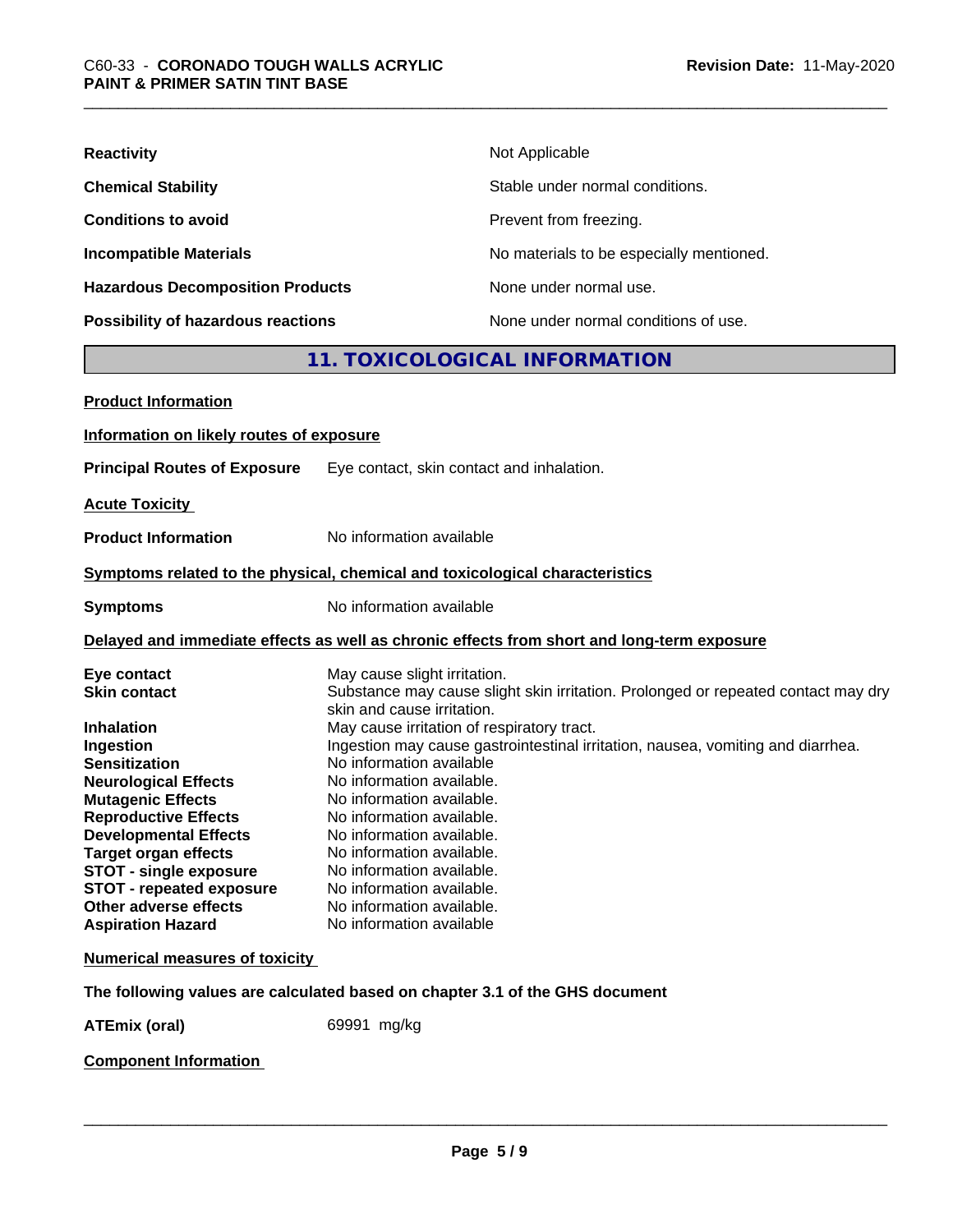| | |
|---|---|
| **Reactivity** | Not Applicable |
| **Chemical Stability** | Stable under normal conditions. |
| **Conditions to avoid** | Prevent from freezing. |
| **Incompatible Materials** | No materials to be especially mentioned. |
| **Hazardous Decomposition Products** | None under normal use. |
| **Possibility of hazardous reactions** | None under normal conditions of use. |

## 11. TOXICOLOGICAL INFORMATION

**Product Information**

**Information on likely routes of exposure**

**Principal Routes of Exposure** Eye contact, skin contact and inhalation.

**Acute Toxicity**

**Product Information** No information available

**Symptoms related to the physical, chemical and toxicological characteristics**

**Symptoms** No information available

**Delayed and immediate effects as well as chronic effects from short and long-term exposure**

| | |
|---|---|
| **Eye contact** | May cause slight irritation. |
| **Skin contact** | Substance may cause slight skin irritation. Prolonged or repeated contact may dry skin and cause irritation. |
| **Inhalation** | May cause irritation of respiratory tract. |
| **Ingestion** | Ingestion may cause gastrointestinal irritation, nausea, vomiting and diarrhea. |
| **Sensitization** | No information available |
| **Neurological Effects** | No information available. |
| **Mutagenic Effects** | No information available. |
| **Reproductive Effects** | No information available. |
| **Developmental Effects** | No information available. |
| **Target organ effects** | No information available. |
| **STOT - single exposure** | No information available. |
| **STOT - repeated exposure** | No information available. |
| **Other adverse effects** | No information available. |
| **Aspiration Hazard** | No information available |

**Numerical measures of toxicity**

**The following values are calculated based on chapter 3.1 of the GHS document**

**ATEmix (oral)** 69991 mg/kg

**Component Information**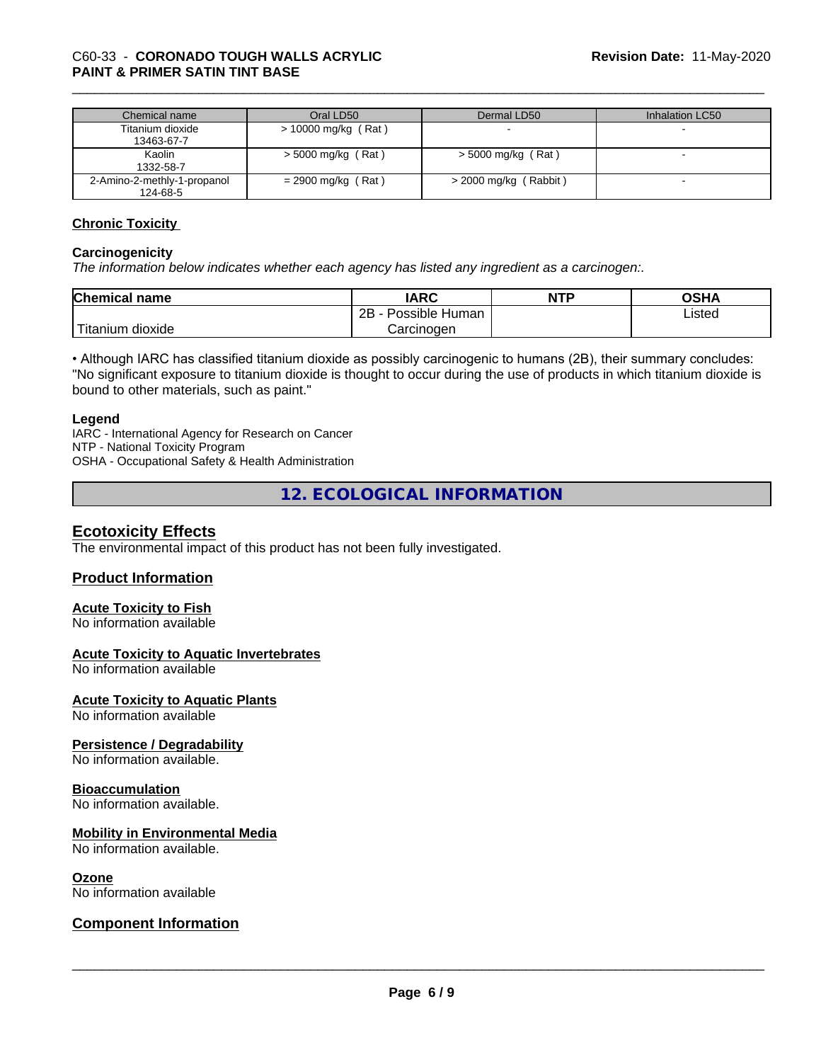| Chemical name | Oral LD50 | Dermal LD50 | Inhalation LC50 |
|---|---|---|---|
| Titanium dioxide 13463-67-7 | > 10000 mg/kg ( Rat ) | - | - |
| Kaolin 1332-58-7 | > 5000 mg/kg ( Rat ) | > 5000 mg/kg ( Rat ) | - |
| 2-Amino-2-methly-1-propanol 124-68-5 | = 2900 mg/kg ( Rat ) | > 2000 mg/kg ( Rabbit ) | - |

**Chronic Toxicity**

**Carcinogenicity**

*The information below indicates whether each agency has listed any ingredient as a carcinogen:.*

| Chemical name | IARC | NTP | OSHA |
|---|---|---|---|
| Titanium dioxide | 2B - Possible Human Carcinogen | | Listed |

• Although IARC has classified titanium dioxide as possibly carcinogenic to humans (2B), their summary concludes: "No significant exposure to titanium dioxide is thought to occur during the use of products in which titanium dioxide is bound to other materials, such as paint."

**Legend**

IARC - International Agency for Research on Cancer
NTP - National Toxicity Program
OSHA - Occupational Safety & Health Administration

## 12. ECOLOGICAL INFORMATION

### Ecotoxicity Effects

The environmental impact of this product has not been fully investigated.

### Product Information

**Acute Toxicity to Fish**

No information available

**Acute Toxicity to Aquatic Invertebrates**

No information available

**Acute Toxicity to Aquatic Plants**

No information available

**Persistence / Degradability**

No information available.

**Bioaccumulation**

No information available.

**Mobility in Environmental Media**

No information available.

**Ozone**

No information available

### Component Information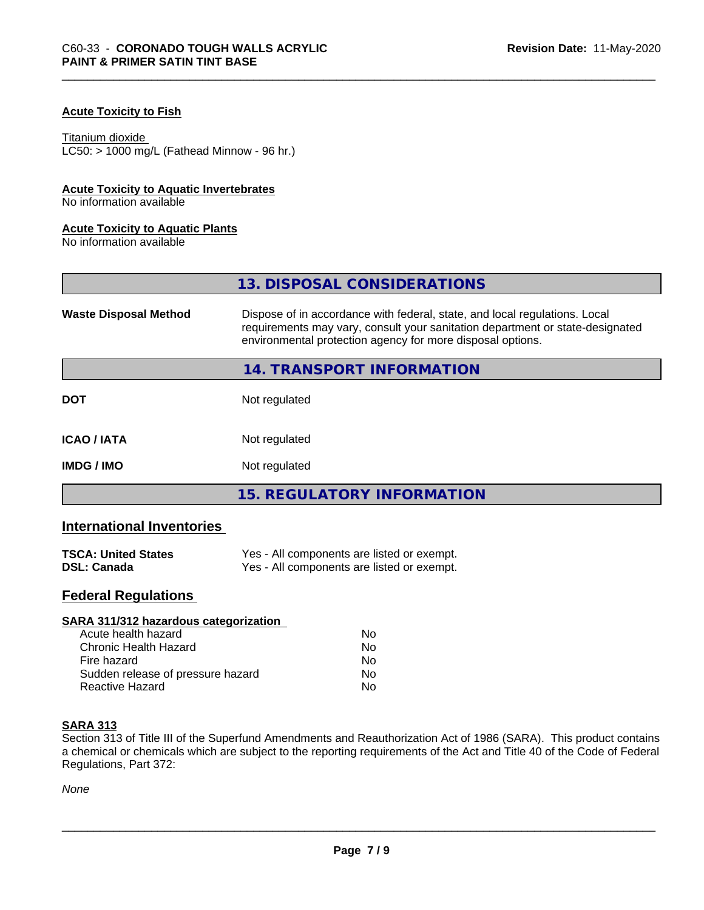**Acute Toxicity to Fish**

Titanium dioxide
LC50: > 1000 mg/L (Fathead Minnow - 96 hr.)

**Acute Toxicity to Aquatic Invertebrates**
No information available

**Acute Toxicity to Aquatic Plants**
No information available

## 13. DISPOSAL CONSIDERATIONS

| | |
|---|---|
| **Waste Disposal Method** | Dispose of in accordance with federal, state, and local regulations. Local requirements may vary, consult your sanitation department or state-designated environmental protection agency for more disposal options. |

## 14. TRANSPORT INFORMATION

| | |
|---|---|
| **DOT** | Not regulated |
| **ICAO / IATA** | Not regulated |
| **IMDG / IMO** | Not regulated |

## 15. REGULATORY INFORMATION

### International Inventories

| | |
|---|---|
| **TSCA: United States** | Yes - All components are listed or exempt. |
| **DSL: Canada** | Yes - All components are listed or exempt. |

### Federal Regulations

**SARA 311/312 hazardous categorization**

| | |
|---|---|
| Acute health hazard | No |
| Chronic Health Hazard | No |
| Fire hazard | No |
| Sudden release of pressure hazard | No |
| Reactive Hazard | No |

**SARA 313**
Section 313 of Title III of the Superfund Amendments and Reauthorization Act of 1986 (SARA). This product contains a chemical or chemicals which are subject to the reporting requirements of the Act and Title 40 of the Code of Federal Regulations, Part 372:

*None*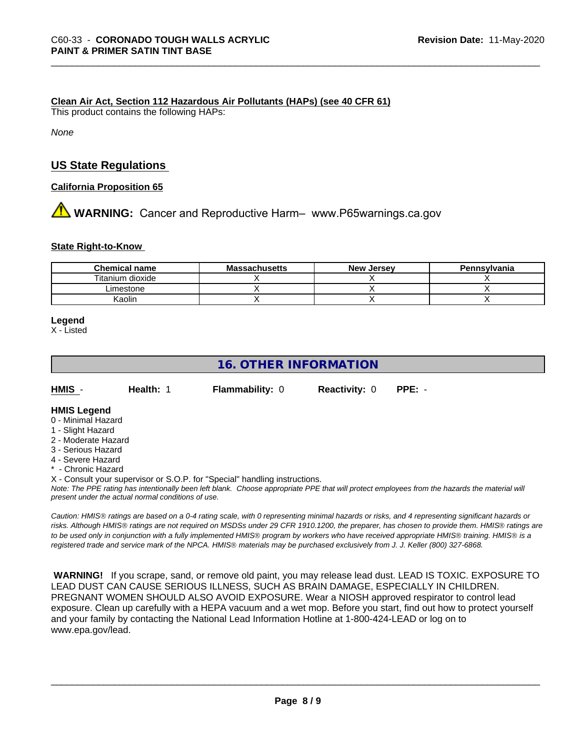**Clean Air Act, Section 112 Hazardous Air Pollutants (HAPs) (see 40 CFR 61)**

This product contains the following HAPs:

*None*

## US State Regulations

**California Proposition 65**

⚠ **WARNING:** Cancer and Reproductive Harm– www.P65warnings.ca.gov

**State Right-to-Know**

| Chemical name | Massachusetts | New Jersey | Pennsylvania |
|---|---|---|---|
| Titanium dioxide | X | X | X |
| Limestone | X | X | X |
| Kaolin | X | X | X |

**Legend**

X - Listed

## 16. OTHER INFORMATION

**HMIS** - **Health:** 1 **Flammability:** 0 **Reactivity:** 0 **PPE:** -

**HMIS Legend**

0 - Minimal Hazard
1 - Slight Hazard
2 - Moderate Hazard
3 - Serious Hazard
4 - Severe Hazard
* - Chronic Hazard
X - Consult your supervisor or S.O.P. for "Special" handling instructions.

*Note: The PPE rating has intentionally been left blank. Choose appropriate PPE that will protect employees from the hazards the material will present under the actual normal conditions of use.*

*Caution: HMIS® ratings are based on a 0-4 rating scale, with 0 representing minimal hazards or risks, and 4 representing significant hazards or risks. Although HMIS® ratings are not required on MSDSs under 29 CFR 1910.1200, the preparer, has chosen to provide them. HMIS® ratings are to be used only in conjunction with a fully implemented HMIS® program by workers who have received appropriate HMIS® training. HMIS® is a registered trade and service mark of the NPCA. HMIS® materials may be purchased exclusively from J. J. Keller (800) 327-6868.*

**WARNING!** If you scrape, sand, or remove old paint, you may release lead dust. LEAD IS TOXIC. EXPOSURE TO LEAD DUST CAN CAUSE SERIOUS ILLNESS, SUCH AS BRAIN DAMAGE, ESPECIALLY IN CHILDREN. PREGNANT WOMEN SHOULD ALSO AVOID EXPOSURE. Wear a NIOSH approved respirator to control lead exposure. Clean up carefully with a HEPA vacuum and a wet mop. Before you start, find out how to protect yourself and your family by contacting the National Lead Information Hotline at 1-800-424-LEAD or log on to www.epa.gov/lead.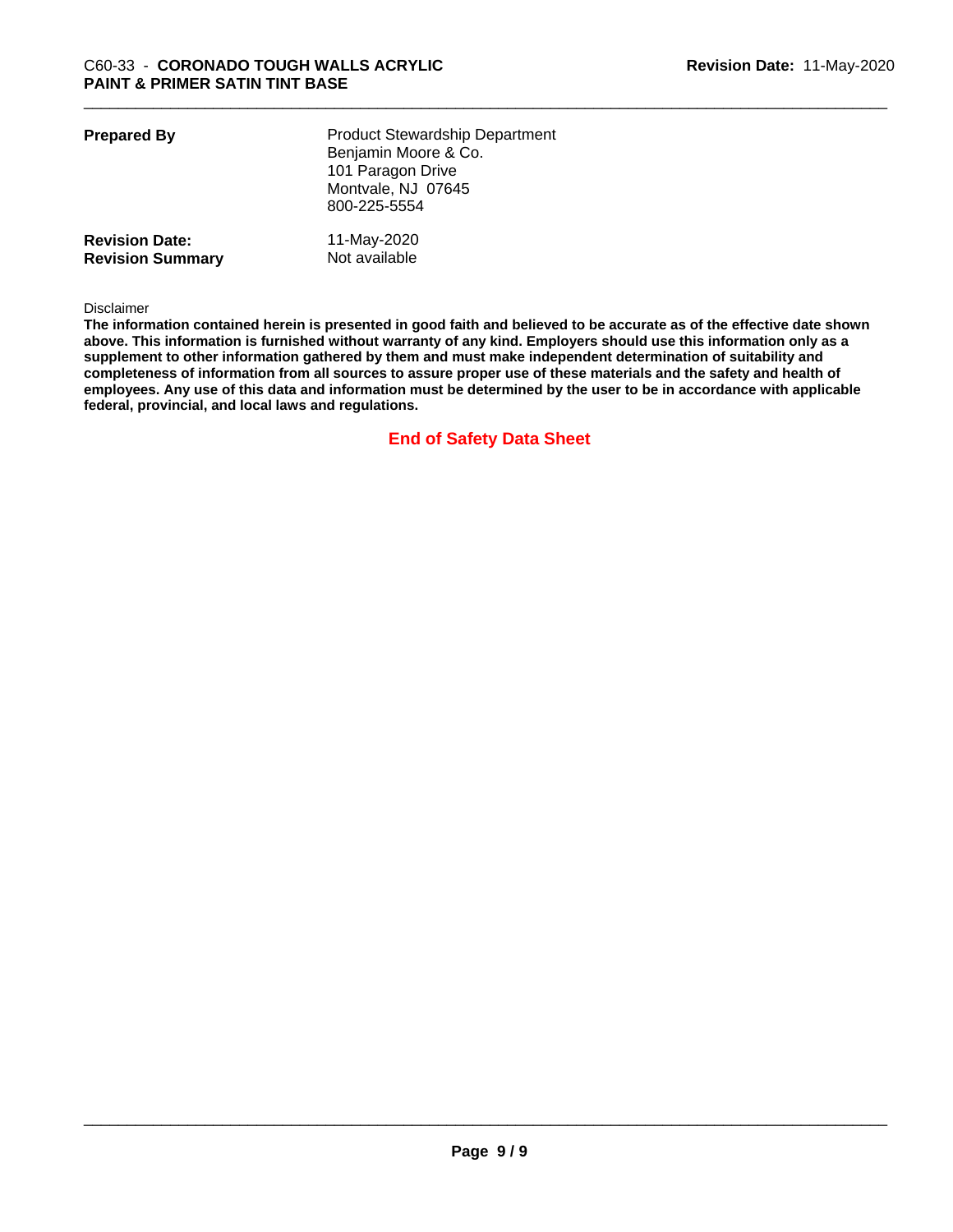| | |
|---|---|
| **Prepared By** | Product Stewardship Department<br>Benjamin Moore & Co.<br>101 Paragon Drive<br>Montvale, NJ 07645<br>800-225-5554 |
| **Revision Date:** | 11-May-2020 |
| **Revision Summary** | Not available |

Disclaimer

**The information contained herein is presented in good faith and believed to be accurate as of the effective date shown above. This information is furnished without warranty of any kind. Employers should use this information only as a supplement to other information gathered by them and must make independent determination of suitability and completeness of information from all sources to assure proper use of these materials and the safety and health of employees. Any use of this data and information must be determined by the user to be in accordance with applicable federal, provincial, and local laws and regulations.**

**End of Safety Data Sheet**